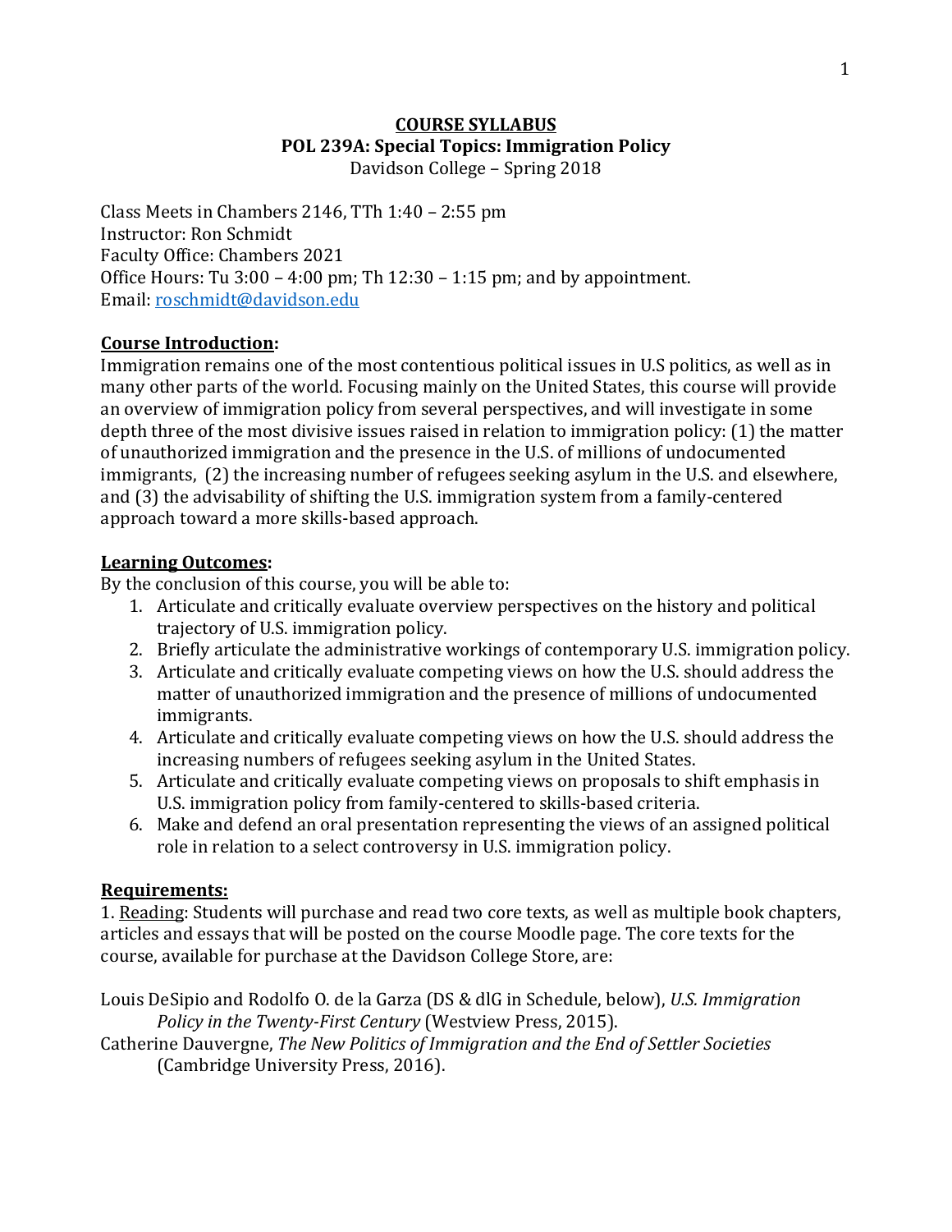**COURSE SYLLABUS**
**POL 239A: Special Topics: Immigration Policy**
Davidson College – Spring 2018

Class Meets in Chambers 2146, TTh 1:40 – 2:55 pm
Instructor: Ron Schmidt
Faculty Office: Chambers 2021
Office Hours: Tu 3:00 – 4:00 pm; Th 12:30 – 1:15 pm; and by appointment.
Email: roschmidt@davidson.edu

## Course Introduction:

Immigration remains one of the most contentious political issues in U.S politics, as well as in many other parts of the world. Focusing mainly on the United States, this course will provide an overview of immigration policy from several perspectives, and will investigate in some depth three of the most divisive issues raised in relation to immigration policy: (1) the matter of unauthorized immigration and the presence in the U.S. of millions of undocumented immigrants, (2) the increasing number of refugees seeking asylum in the U.S. and elsewhere, and (3) the advisability of shifting the U.S. immigration system from a family-centered approach toward a more skills-based approach.

## Learning Outcomes:

By the conclusion of this course, you will be able to:

1. Articulate and critically evaluate overview perspectives on the history and political trajectory of U.S. immigration policy.
2. Briefly articulate the administrative workings of contemporary U.S. immigration policy.
3. Articulate and critically evaluate competing views on how the U.S. should address the matter of unauthorized immigration and the presence of millions of undocumented immigrants.
4. Articulate and critically evaluate competing views on how the U.S. should address the increasing numbers of refugees seeking asylum in the United States.
5. Articulate and critically evaluate competing views on proposals to shift emphasis in U.S. immigration policy from family-centered to skills-based criteria.
6. Make and defend an oral presentation representing the views of an assigned political role in relation to a select controversy in U.S. immigration policy.

## Requirements:

1. Reading: Students will purchase and read two core texts, as well as multiple book chapters, articles and essays that will be posted on the course Moodle page. The core texts for the course, available for purchase at the Davidson College Store, are:

Louis DeSipio and Rodolfo O. de la Garza (DS & dlG in Schedule, below), *U.S. Immigration Policy in the Twenty-First Century* (Westview Press, 2015).

Catherine Dauvergne, *The New Politics of Immigration and the End of Settler Societies* (Cambridge University Press, 2016).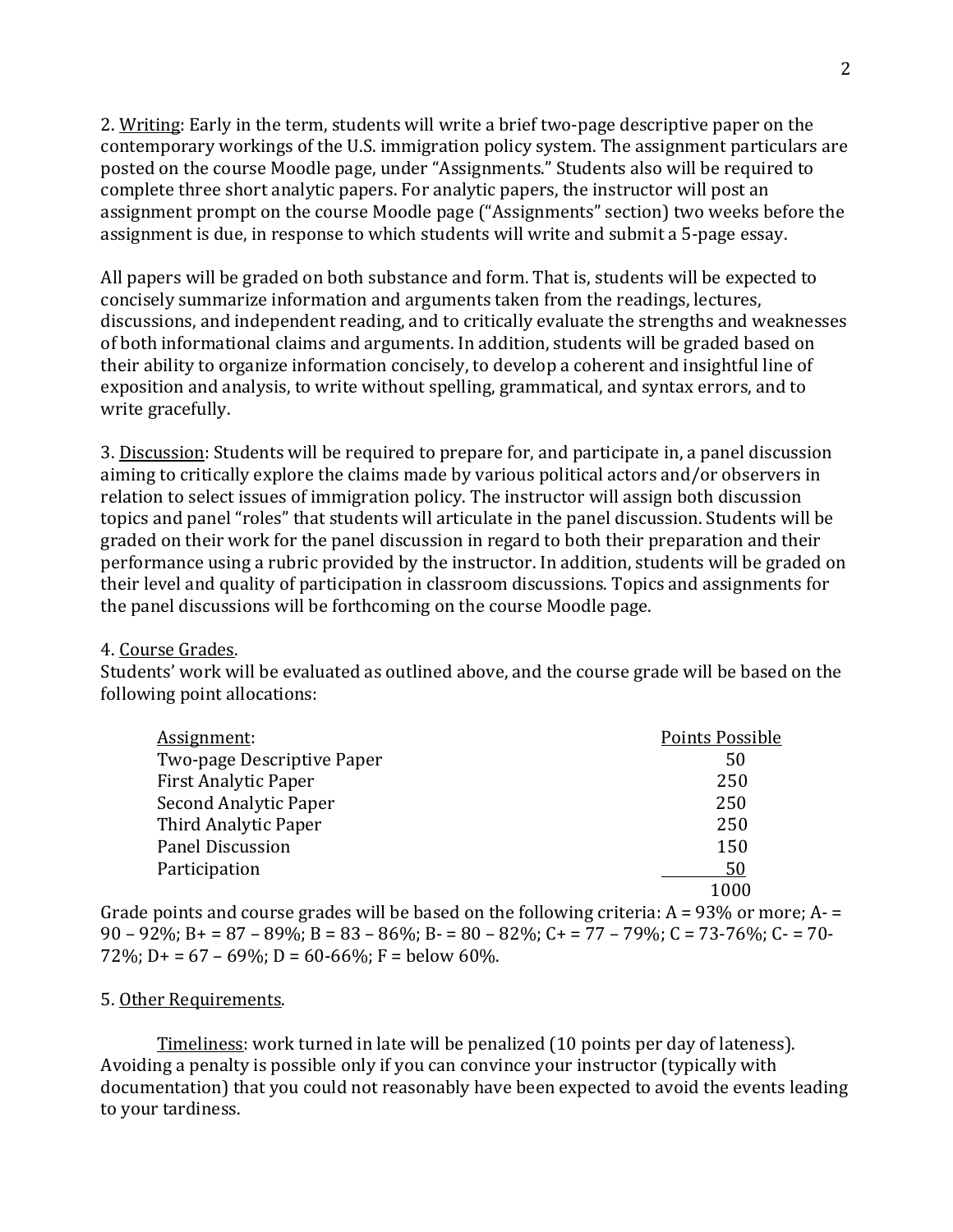2. Writing: Early in the term, students will write a brief two-page descriptive paper on the contemporary workings of the U.S. immigration policy system. The assignment particulars are posted on the course Moodle page, under "Assignments." Students also will be required to complete three short analytic papers. For analytic papers, the instructor will post an assignment prompt on the course Moodle page ("Assignments" section) two weeks before the assignment is due, in response to which students will write and submit a 5-page essay.

All papers will be graded on both substance and form. That is, students will be expected to concisely summarize information and arguments taken from the readings, lectures, discussions, and independent reading, and to critically evaluate the strengths and weaknesses of both informational claims and arguments. In addition, students will be graded based on their ability to organize information concisely, to develop a coherent and insightful line of exposition and analysis, to write without spelling, grammatical, and syntax errors, and to write gracefully.

3. Discussion: Students will be required to prepare for, and participate in, a panel discussion aiming to critically explore the claims made by various political actors and/or observers in relation to select issues of immigration policy. The instructor will assign both discussion topics and panel "roles" that students will articulate in the panel discussion. Students will be graded on their work for the panel discussion in regard to both their preparation and their performance using a rubric provided by the instructor. In addition, students will be graded on their level and quality of participation in classroom discussions. Topics and assignments for the panel discussions will be forthcoming on the course Moodle page.

4. Course Grades.

Students' work will be evaluated as outlined above, and the course grade will be based on the following point allocations:

| Assignment: | Points Possible |
|---|---|
| Two-page Descriptive Paper | 50 |
| First Analytic Paper | 250 |
| Second Analytic Paper | 250 |
| Third Analytic Paper | 250 |
| Panel Discussion | 150 |
| Participation | 50 |
| | 1000 |

Grade points and course grades will be based on the following criteria: A = 93% or more; A- = 90 – 92%; B+ = 87 – 89%; B = 83 – 86%; B- = 80 – 82%; C+ = 77 – 79%; C = 73-76%; C- = 70-72%; D+ = 67 – 69%; D = 60-66%; F = below 60%.

5. Other Requirements.

Timeliness: work turned in late will be penalized (10 points per day of lateness). Avoiding a penalty is possible only if you can convince your instructor (typically with documentation) that you could not reasonably have been expected to avoid the events leading to your tardiness.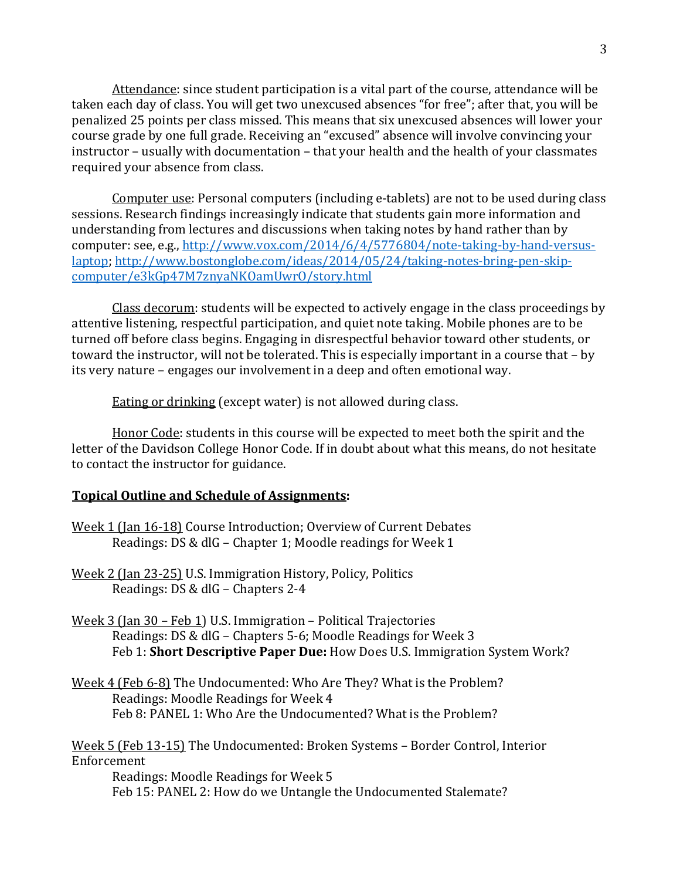Attendance: since student participation is a vital part of the course, attendance will be taken each day of class. You will get two unexcused absences "for free"; after that, you will be penalized 25 points per class missed. This means that six unexcused absences will lower your course grade by one full grade. Receiving an "excused" absence will involve convincing your instructor – usually with documentation – that your health and the health of your classmates required your absence from class.

Computer use: Personal computers (including e-tablets) are not to be used during class sessions. Research findings increasingly indicate that students gain more information and understanding from lectures and discussions when taking notes by hand rather than by computer: see, e.g., [http://www.vox.com/2014/6/4/5776804/note-taking-by-hand-versus-laptop](http://www.vox.com/2014/6/4/5776804/note-taking-by-hand-versus-laptop); [http://www.bostonglobe.com/ideas/2014/05/24/taking-notes-bring-pen-skip-computer/e3kGp47M7znyaNKOamUwrO/story.html](http://www.bostonglobe.com/ideas/2014/05/24/taking-notes-bring-pen-skip-computer/e3kGp47M7znyaNKOamUwrO/story.html)

Class decorum: students will be expected to actively engage in the class proceedings by attentive listening, respectful participation, and quiet note taking. Mobile phones are to be turned off before class begins. Engaging in disrespectful behavior toward other students, or toward the instructor, will not be tolerated. This is especially important in a course that – by its very nature – engages our involvement in a deep and often emotional way.

Eating or drinking (except water) is not allowed during class.

Honor Code: students in this course will be expected to meet both the spirit and the letter of the Davidson College Honor Code. If in doubt about what this means, do not hesitate to contact the instructor for guidance.

**Topical Outline and Schedule of Assignments:**

Week 1 (Jan 16-18) Course Introduction; Overview of Current Debates
Readings: DS & dlG – Chapter 1; Moodle readings for Week 1

Week 2 (Jan 23-25) U.S. Immigration History, Policy, Politics
Readings: DS & dlG – Chapters 2-4

Week 3 (Jan 30 – Feb 1) U.S. Immigration – Political Trajectories
Readings: DS & dlG – Chapters 5-6; Moodle Readings for Week 3
Feb 1: **Short Descriptive Paper Due:** How Does U.S. Immigration System Work?

Week 4 (Feb 6-8) The Undocumented: Who Are They? What is the Problem?
Readings: Moodle Readings for Week 4
Feb 8: PANEL 1: Who Are the Undocumented? What is the Problem?

Week 5 (Feb 13-15) The Undocumented: Broken Systems – Border Control, Interior Enforcement
Readings: Moodle Readings for Week 5
Feb 15: PANEL 2: How do we Untangle the Undocumented Stalemate?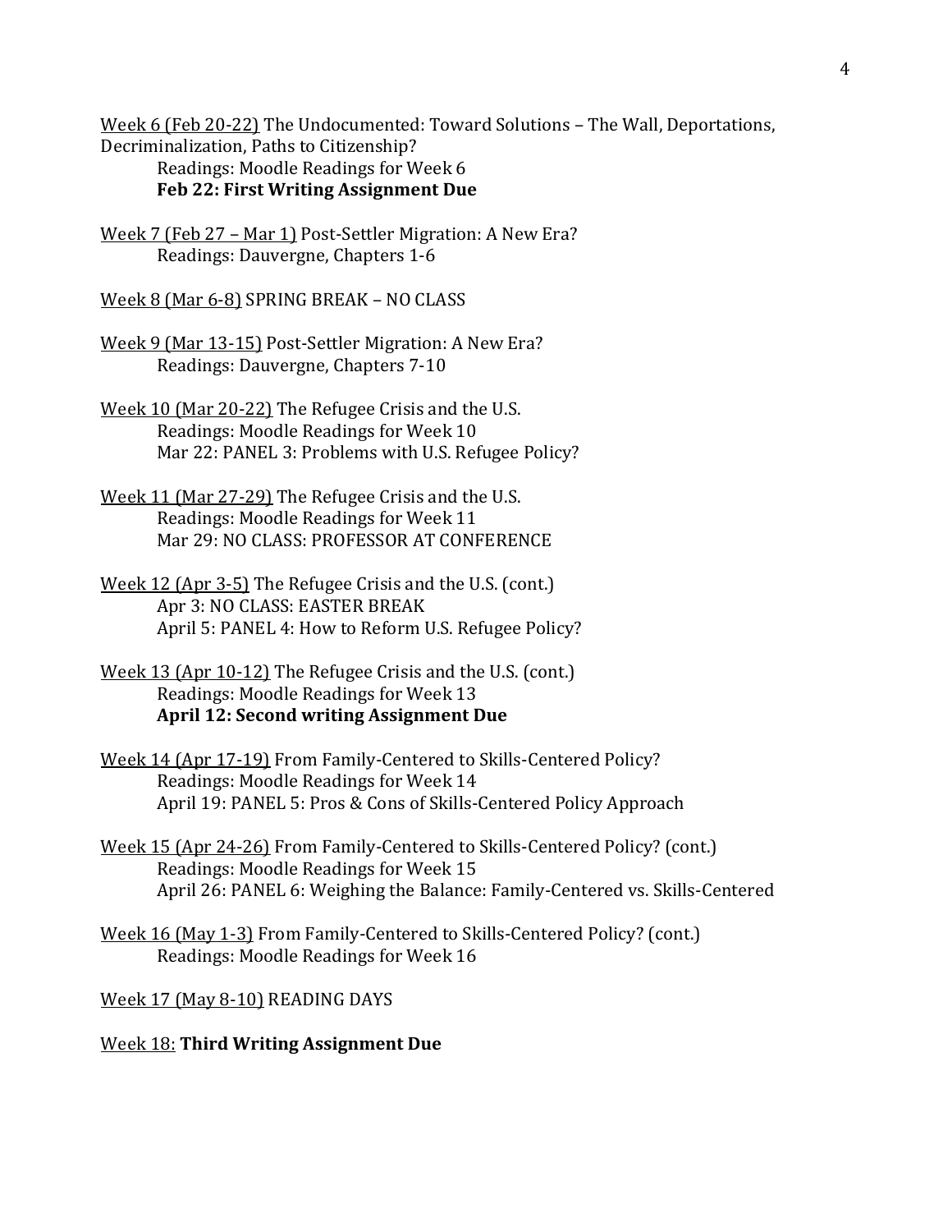Week 6 (Feb 20-22) The Undocumented: Toward Solutions – The Wall, Deportations, Decriminalization, Paths to Citizenship?

Readings: Moodle Readings for Week 6

**Feb 22: First Writing Assignment Due**

Week 7 (Feb 27 – Mar 1) Post-Settler Migration: A New Era?

Readings: Dauvergne, Chapters 1-6

Week 8 (Mar 6-8) SPRING BREAK – NO CLASS

Week 9 (Mar 13-15) Post-Settler Migration: A New Era?

Readings: Dauvergne, Chapters 7-10

Week 10 (Mar 20-22) The Refugee Crisis and the U.S.

Readings: Moodle Readings for Week 10

Mar 22: PANEL 3: Problems with U.S. Refugee Policy?

Week 11 (Mar 27-29) The Refugee Crisis and the U.S.

Readings: Moodle Readings for Week 11

Mar 29: NO CLASS: PROFESSOR AT CONFERENCE

Week 12 (Apr 3-5) The Refugee Crisis and the U.S. (cont.)

Apr 3: NO CLASS: EASTER BREAK

April 5: PANEL 4: How to Reform U.S. Refugee Policy?

Week 13 (Apr 10-12) The Refugee Crisis and the U.S. (cont.)

Readings: Moodle Readings for Week 13

**April 12: Second writing Assignment Due**

Week 14 (Apr 17-19) From Family-Centered to Skills-Centered Policy?

Readings: Moodle Readings for Week 14

April 19: PANEL 5: Pros & Cons of Skills-Centered Policy Approach

Week 15 (Apr 24-26) From Family-Centered to Skills-Centered Policy? (cont.)

Readings: Moodle Readings for Week 15

April 26: PANEL 6: Weighing the Balance: Family-Centered vs. Skills-Centered

Week 16 (May 1-3) From Family-Centered to Skills-Centered Policy? (cont.)

Readings: Moodle Readings for Week 16

Week 17 (May 8-10) READING DAYS

Week 18: **Third Writing Assignment Due**